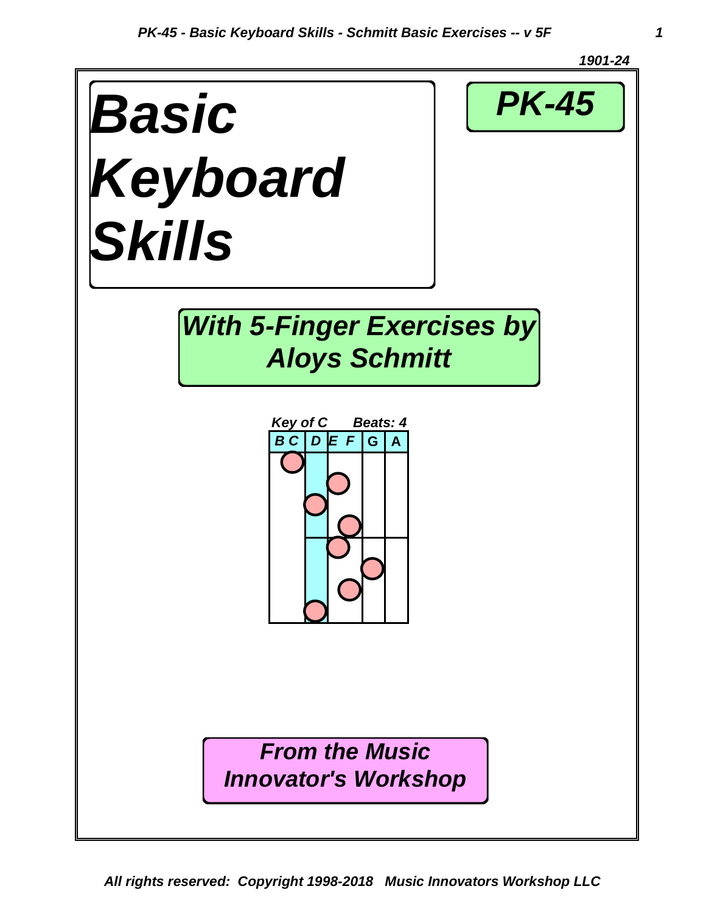1901-24

# Basic Keyboard Skills

## PK-45

## With 5-Finger Exercises by Aloys Schmitt

Key of C Beats: 4

| B C | D | E F | G | A |
| --- | --- | --- | --- | --- |

### From the Music Innovator's Workshop

*All rights reserved: Copyright 1998-2018 Music Innovators Workshop LLC*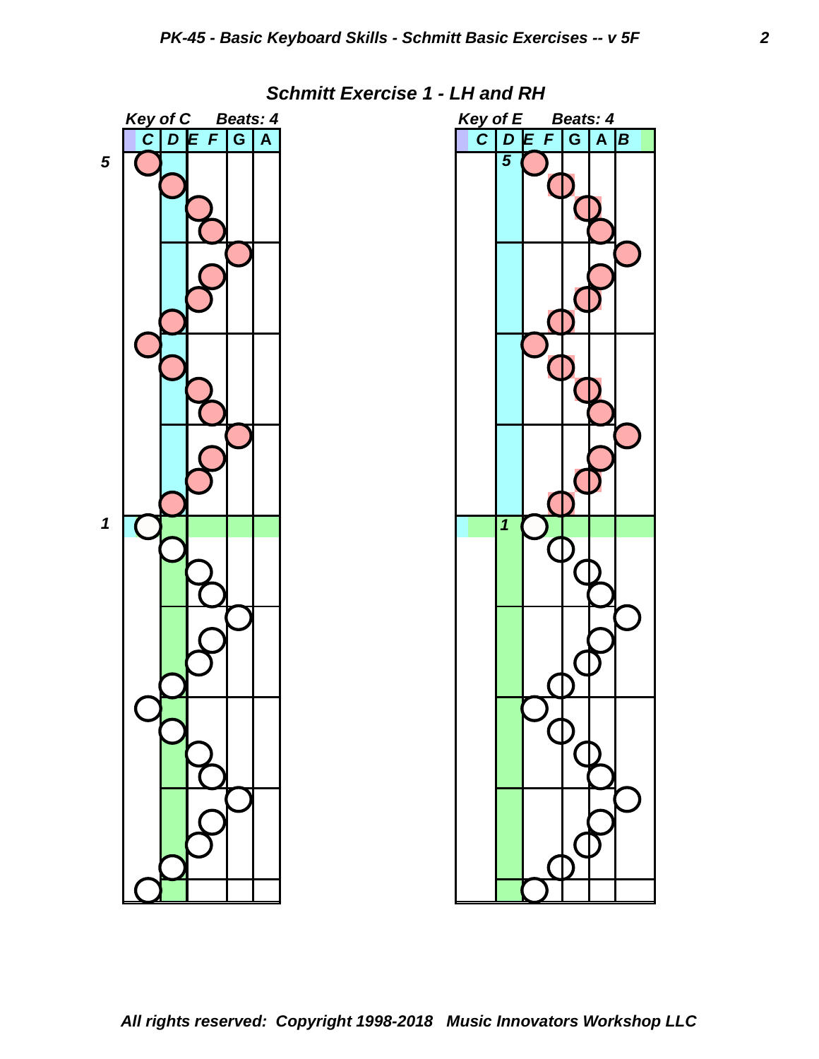## Schmitt Exercise 1 - LH and RH

**Key of C Beats: 4**

C | D | E | F | G | A

5

1

**Key of E Beats: 4**

C | D | E | F | G | A | B

5

1

*All rights reserved: Copyright 1998-2018 Music Innovators Workshop LLC*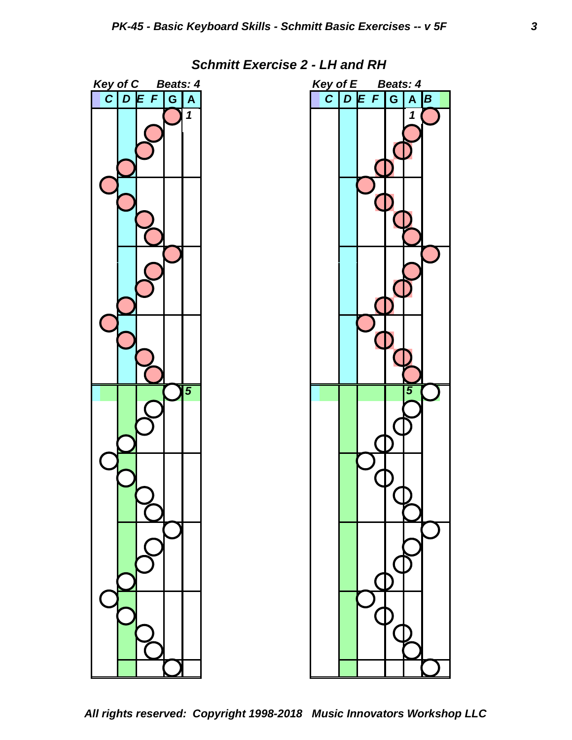## Schmitt Exercise 2 - LH and RH

**Key of C  Beats: 4**

| C | D | E | F | G | A |
|---|---|---|---|---|---|

1

5

**Key of E  Beats: 4**

| C | D | E | F | G | A | B |
|---|---|---|---|---|---|---|

1

5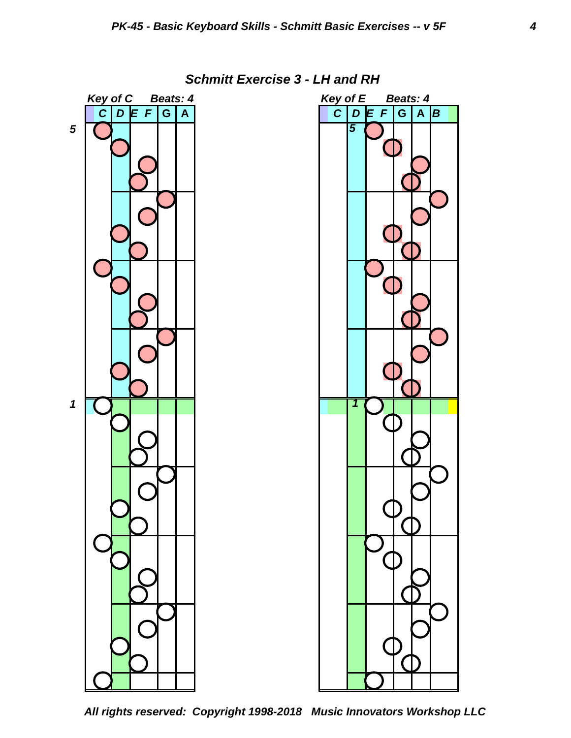## Schmitt Exercise 3 - LH and RH

*Key of C*  *Beats: 4*

| C | D | E F | G | A |
|---|---|---|---|---|

*Key of E*  *Beats: 4*

| C | D | E F | G | A | B |
|---|---|---|---|---|---|

5

1

*All rights reserved: Copyright 1998-2018 Music Innovators Workshop LLC*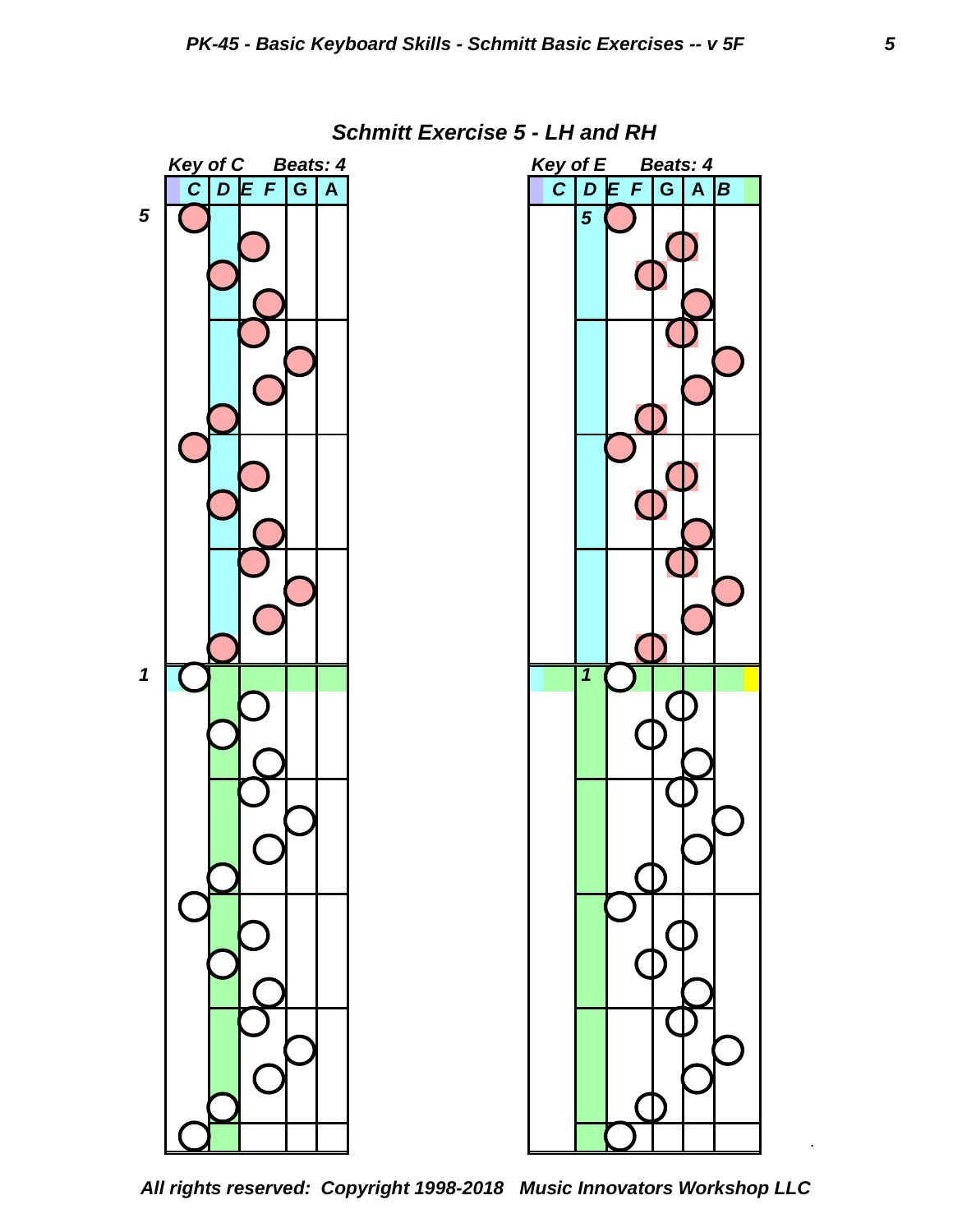## Schmitt Exercise 5 - LH and RH

**Key of C** **Beats: 4**

| C | D | E | F | G | A |
|---|---|---|---|---|---|

5

1

**Key of E** **Beats: 4**

| C | D | E | F | G | A | B |
|---|---|---|---|---|---|---|

5

1

*All rights reserved: Copyright 1998-2018 Music Innovators Workshop LLC*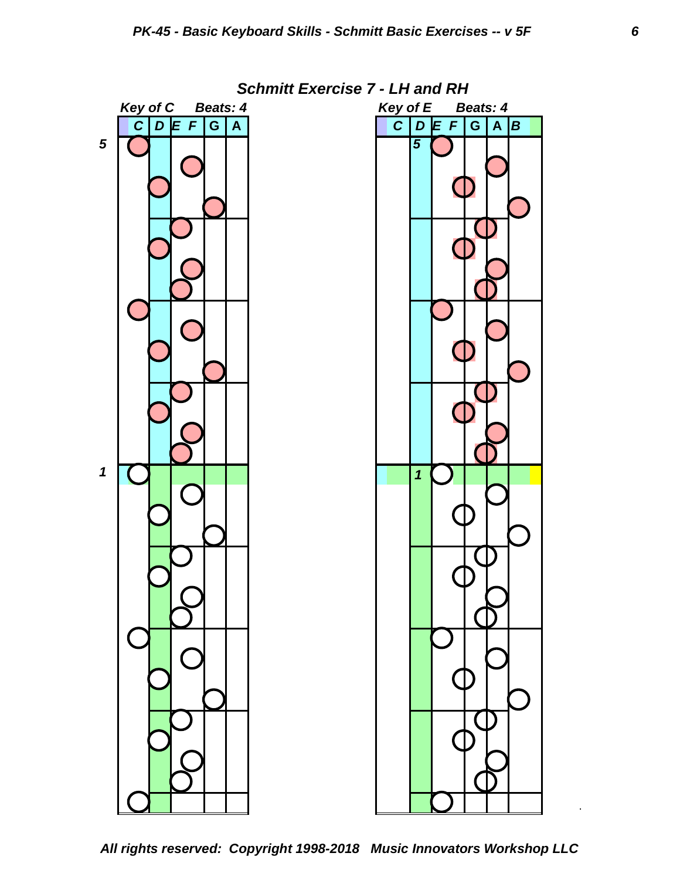## Schmitt Exercise 7 - LH and RH

*Key of C* *Beats: 4*

*Key of E* *Beats: 4*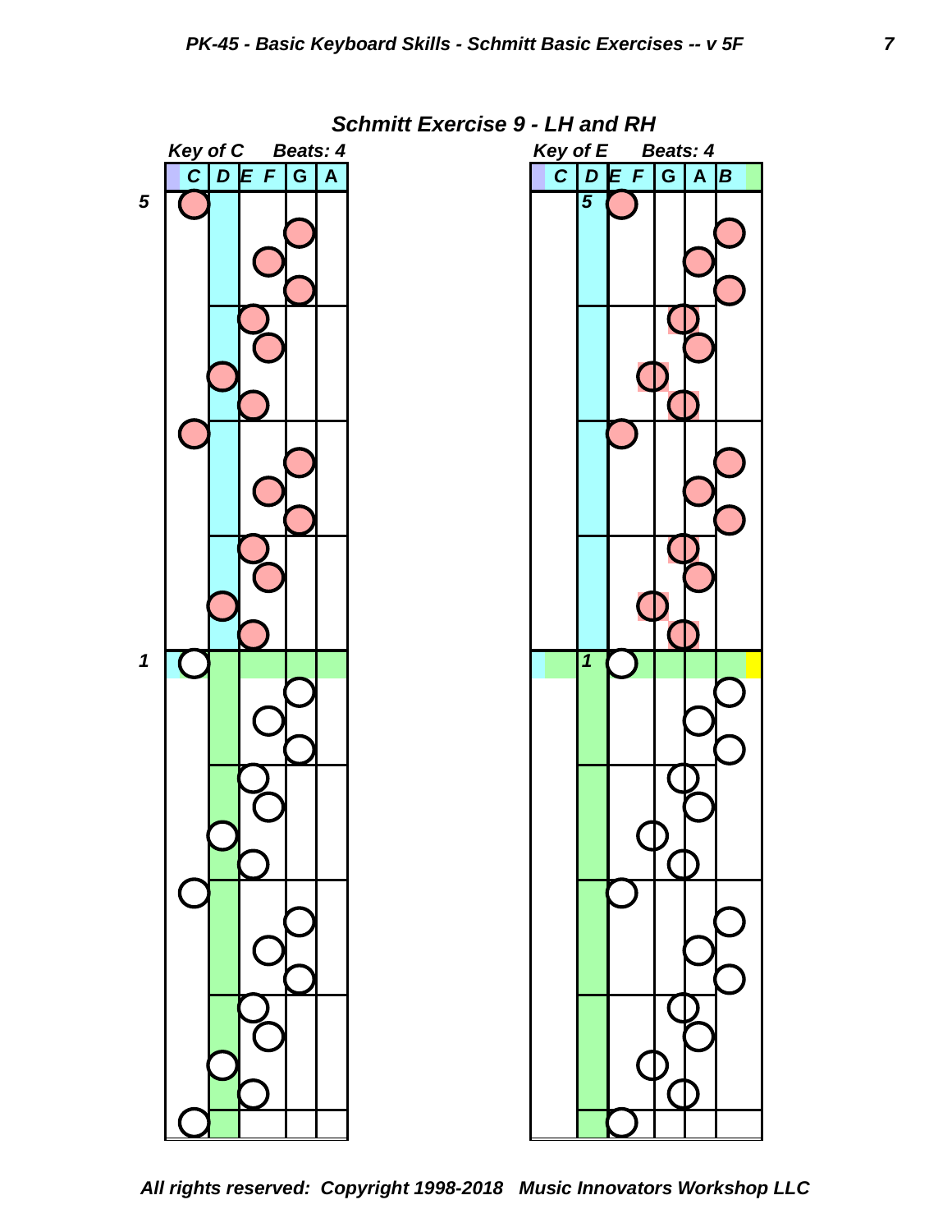## Schmitt Exercise 9 - LH and RH

*Key of C* *Beats: 4*

| C | D | E | F | G | A |
|---|---|---|---|---|---|

5

1

*Key of E* *Beats: 4*

| C | D | E | F | G | A | B |
|---|---|---|---|---|---|---|

5

1

*All rights reserved: Copyright 1998-2018 Music Innovators Workshop LLC*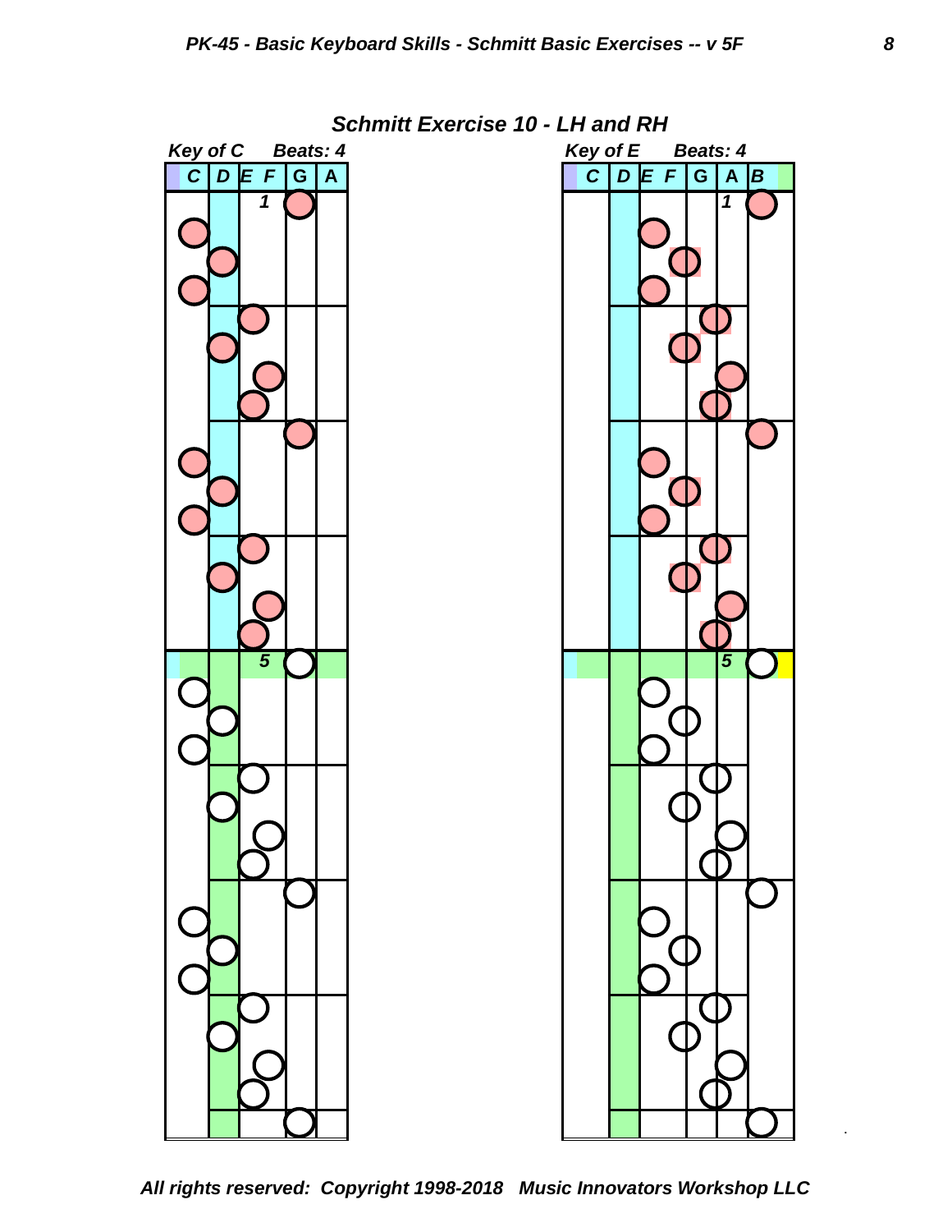## Schmitt Exercise 10 - LH and RH

*Key of C*  *Beats: 4*

| C | D | E | F | G | A |
|---|---|---|---|---|---|

*Key of E*  *Beats: 4*

| C | D | E | F | G | A | B |
|---|---|---|---|---|---|---|

**All rights reserved: Copyright 1998-2018 Music Innovators Workshop LLC**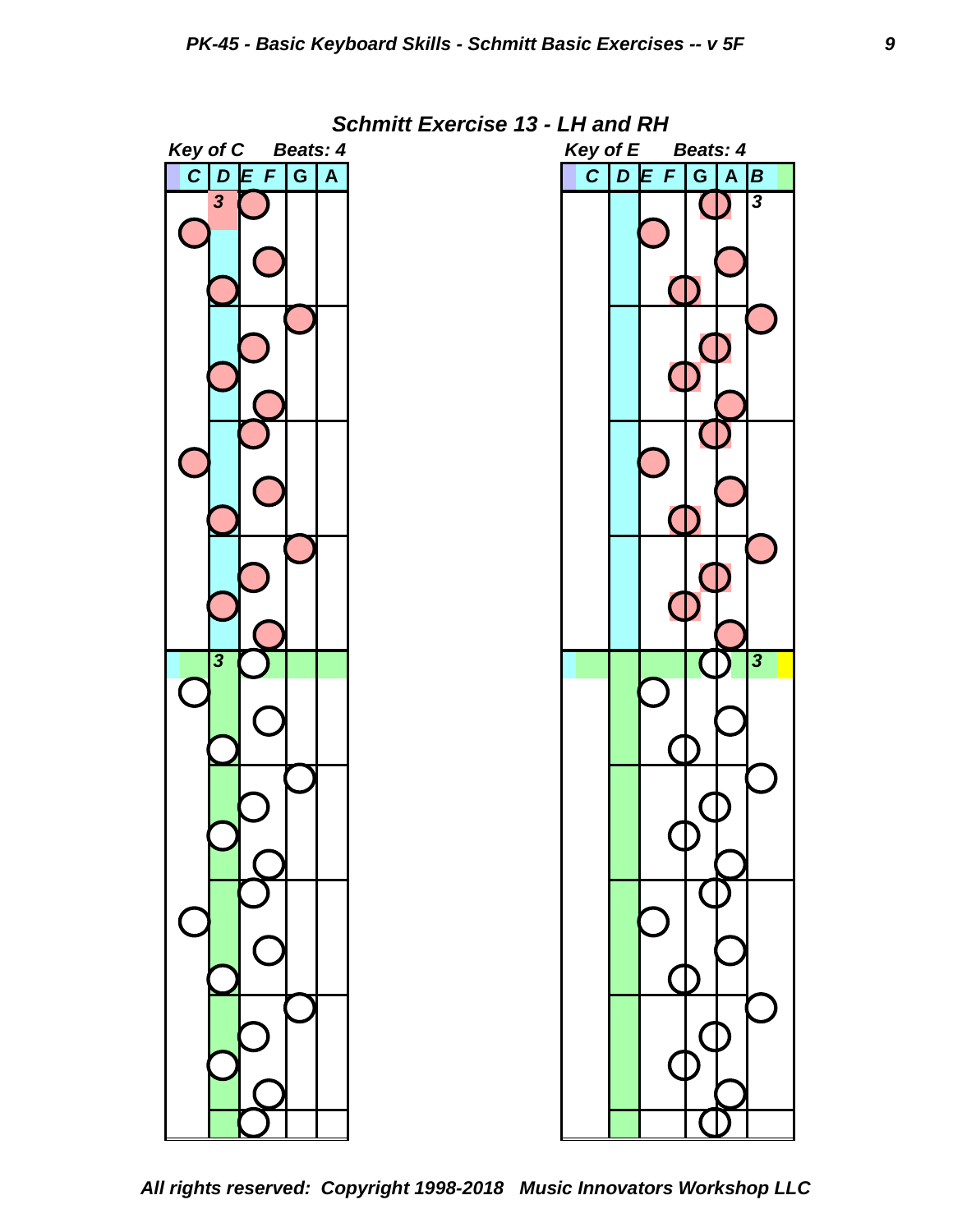## Schmitt Exercise 13 - LH and RH

*Key of C* *Beats: 4*

| C | D | E | F | G | A |
|---|---|---|---|---|---|

*Key of E* *Beats: 4*

| C | D | E | F | G | A | B |
|---|---|---|---|---|---|---|

*All rights reserved: Copyright 1998-2018 Music Innovators Workshop LLC*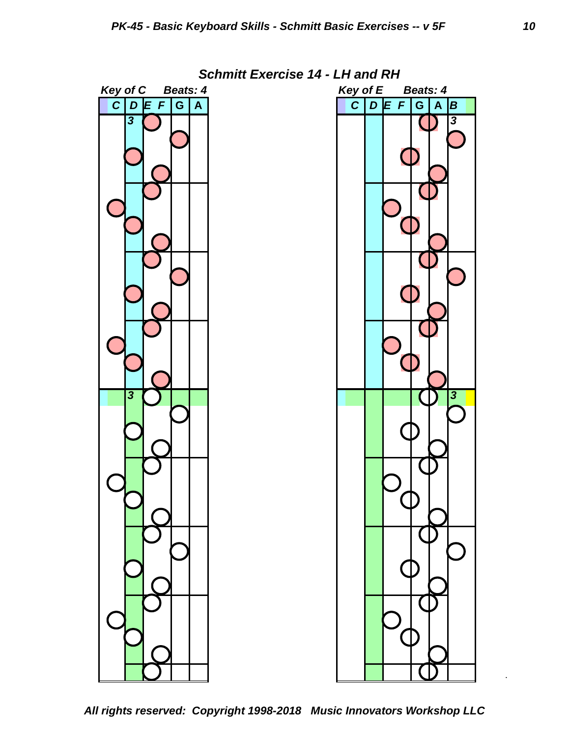## Schmitt Exercise 14 - LH and RH

*Key of C* *Beats: 4*

| C | D | E | F | G | A |
|---|---|---|---|---|---|

*Key of E* *Beats: 4*

| C | D | E | F | G | A | B |
|---|---|---|---|---|---|---|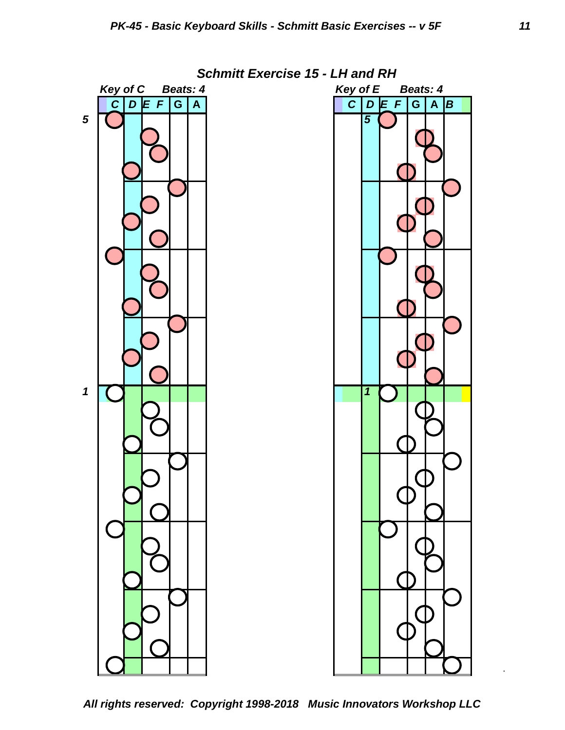## Schmitt Exercise 15 - LH and RH

*Key of C* *Beats: 4*

| C | D | E | F | G | A |
|---|---|---|---|---|---|

5

1

*Key of E* *Beats: 4*

| C | D | E | F | G | A | B |
|---|---|---|---|---|---|---|

5

1

*All rights reserved: Copyright 1998-2018 Music Innovators Workshop LLC*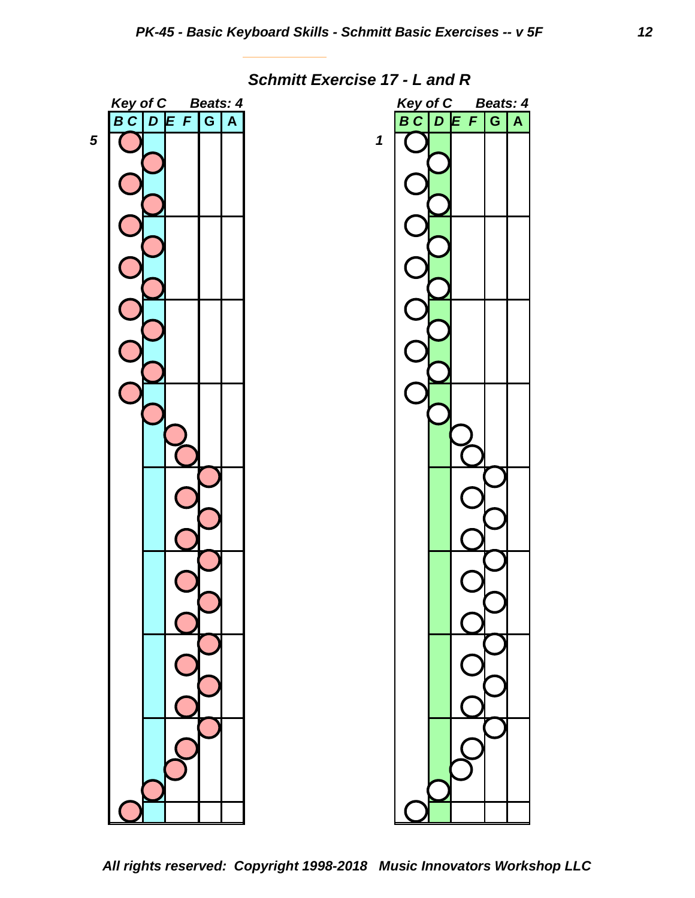## Schmitt Exercise 17 - L and R

*Key of C* *Beats: 4*

| B C | D | E F | G | A |
|---|---|---|---|---|

5

*Key of C* *Beats: 4*

| B C | D | E F | G | A |
|---|---|---|---|---|

1

*All rights reserved: Copyright 1998-2018 Music Innovators Workshop LLC*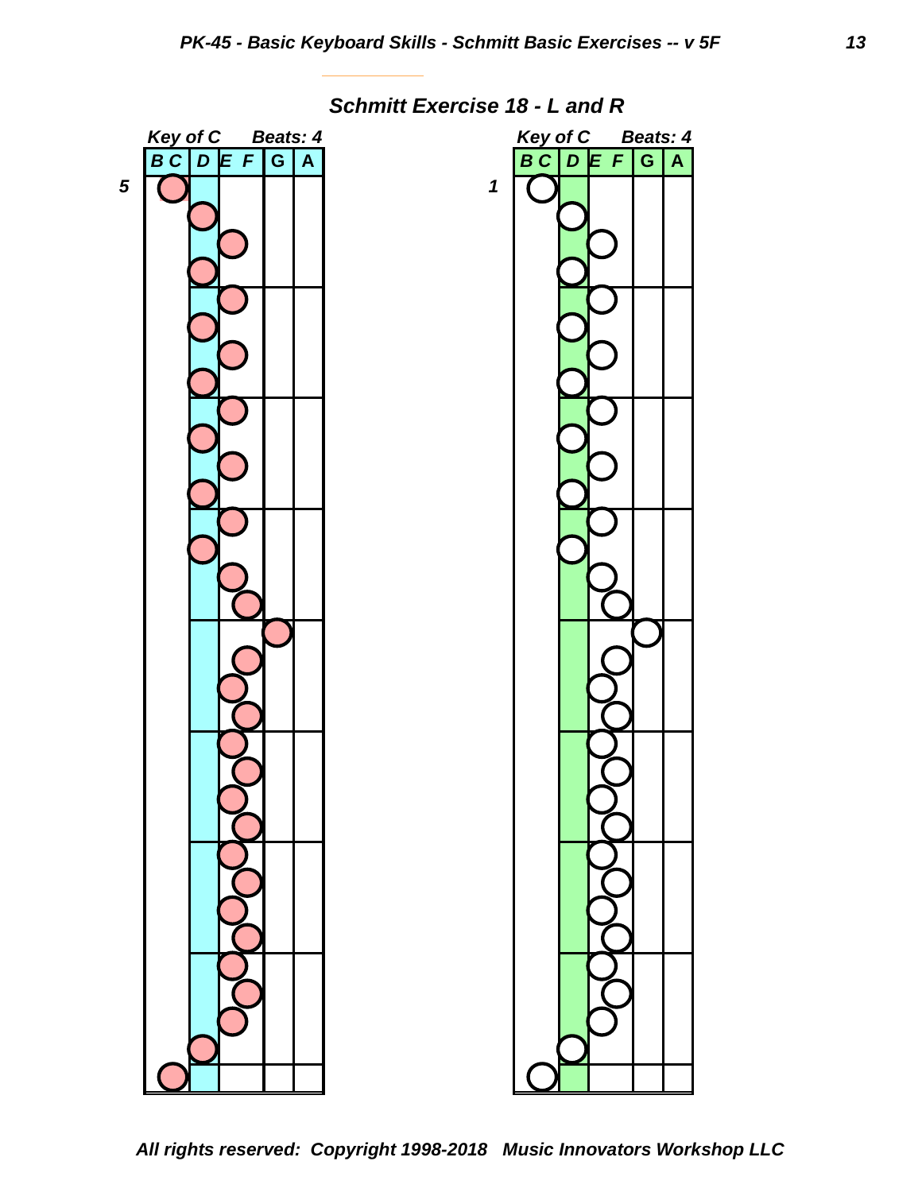## *Schmitt Exercise 18 - L and R*

*Key of C* *Beats: 4*

| B C | D | E F | G | A |
|---|---|---|---|---|

5

*Key of C* *Beats: 4*

| B C | D | E F | G | A |
|---|---|---|---|---|

1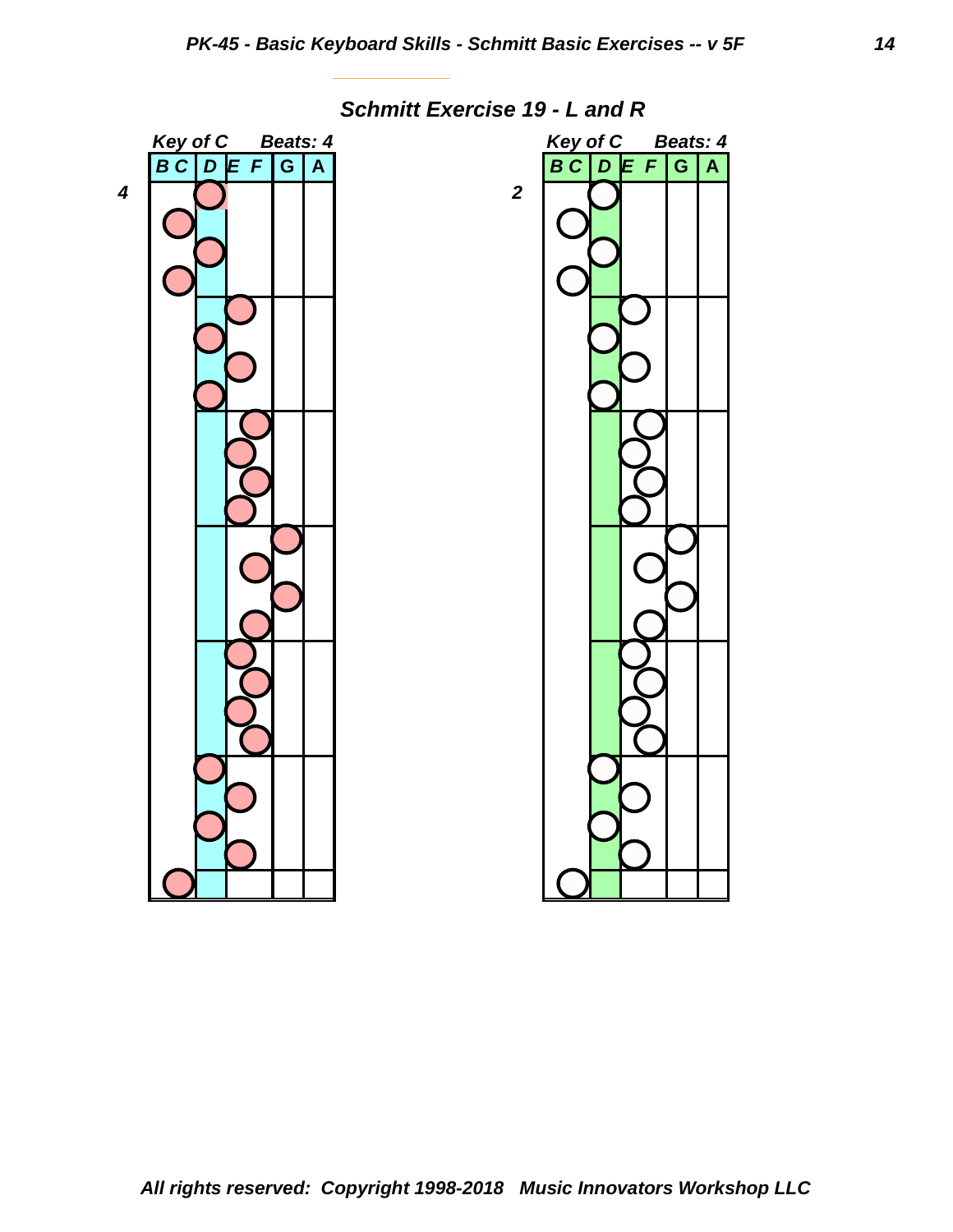## Schmitt Exercise 19 - L and R

*Key of C* *Beats: 4*

| B C | D | E F | G | A |
|---|---|---|---|---|

4

*Key of C* *Beats: 4*

| B C | D | E F | G | A |
|---|---|---|---|---|

2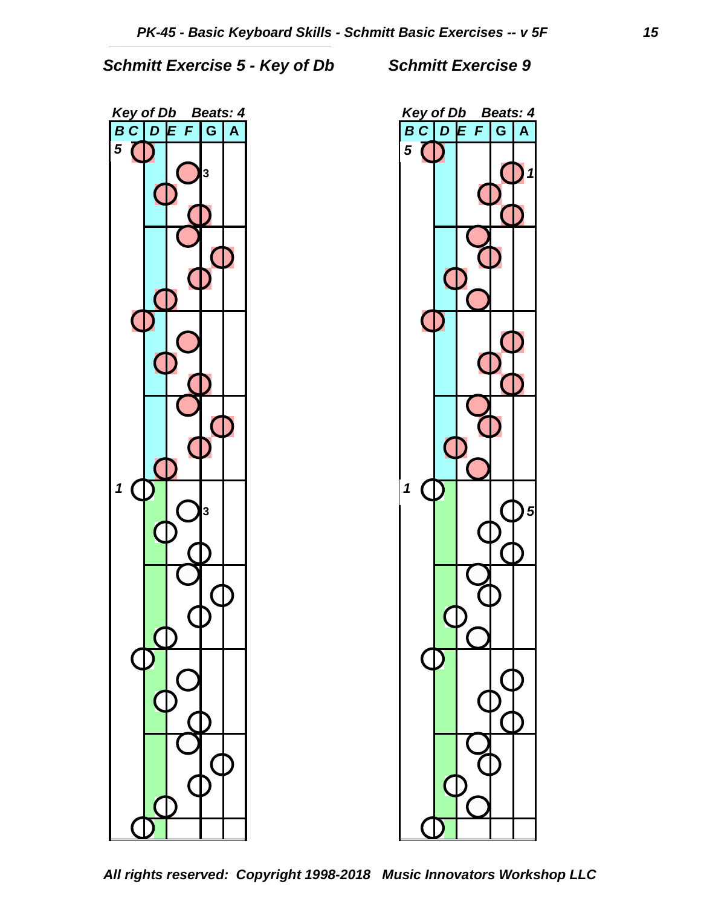## Schmitt Exercise 5 - Key of Db

## Schmitt Exercise 9

*Key of Db Beats: 4*

B C | D E F | G | A

*Key of Db Beats: 4*

B C | D E F | G | A

*All rights reserved: Copyright 1998-2018 Music Innovators Workshop LLC*